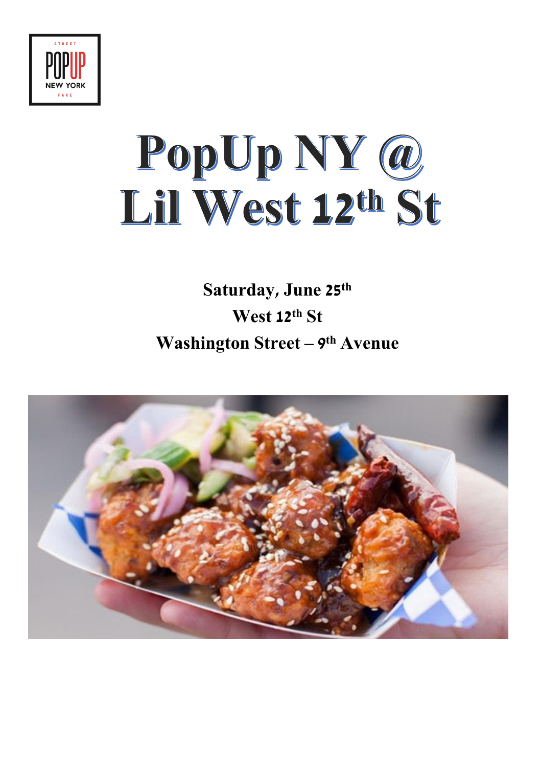# PopUp NY @ Lil West 12th St

**Saturday, June 25th**

**West 12th St**

**Washington Street – 9th Avenue**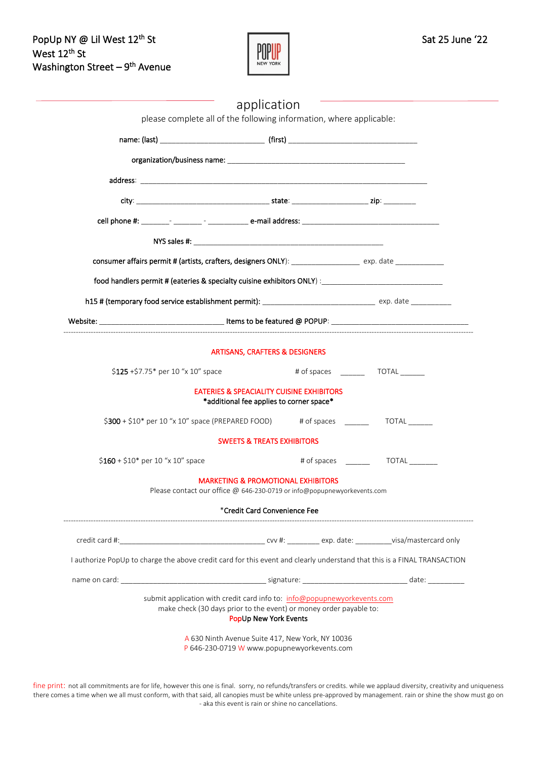PopUp NY @ Lil West 12th St
West 12th St
Washington Street – 9th Avenue

POPUP NEW YORK

Sat 25 June '22

## application

please complete all of the following information, where applicable:

name: (last) _________________________ (first) _______________________________

organization/business name: ___________________________________________

address: _____________________________________________________________________

city: ________________________________ state: __________________ zip: ________

cell phone #: _______- _______ - __________ e-mail address: _________________________________

NYS sales #: ______________________________________________

consumer affairs permit # (artists, crafters, designers ONLY): ________________ exp. date ____________

food handlers permit # (eateries & specialty cuisine exhibitors ONLY) :______________________________

h15 # (temporary food service establishment permit): ___________________________ exp. date __________

Website: ______________________________ Items to be featured @ POPUP: _________________________________

---

**ARTISANS, CRAFTERS & DESIGNERS**

$125 +$7.75* per 10 "x 10" space     # of spaces ______     TOTAL ______

**EATERIES & SPEACIALITY CUISINE EXHIBITORS**
**\*additional fee applies to corner space\***

$300 + $10* per 10 "x 10" space (PREPARED FOOD)     # of spaces ______     TOTAL ______

**SWEETS & TREATS EXHIBITORS**

$160 + $10* per 10 "x 10" space     # of spaces ______     TOTAL _______

**MARKETING & PROMOTIONAL EXHIBITORS**
Please contact our office @ 646-230-0719 or info@popupnewyorkevents.com

*Credit Card Convenience Fee

---

credit card #:___________________________________ cvv #: ________ exp. date: _________visa/mastercard only

I authorize PopUp to charge the above credit card for this event and clearly understand that this is a FINAL TRANSACTION

name on card: ___________________________________ signature: _________________________ date: _________

submit application with credit card info to: info@popupnewyorkevents.com
make check (30 days prior to the event) or money order payable to:
**PopUp New York Events**

A 630 Ninth Avenue Suite 417, New York, NY 10036
P 646-230-0719 W www.popupnewyorkevents.com

fine print: not all commitments are for life, however this one is final. sorry, no refunds/transfers or credits. while we applaud diversity, creativity and uniqueness there comes a time when we all must conform, with that said, all canopies must be white unless pre-approved by management. rain or shine the show must go on - aka this event is rain or shine no cancellations.